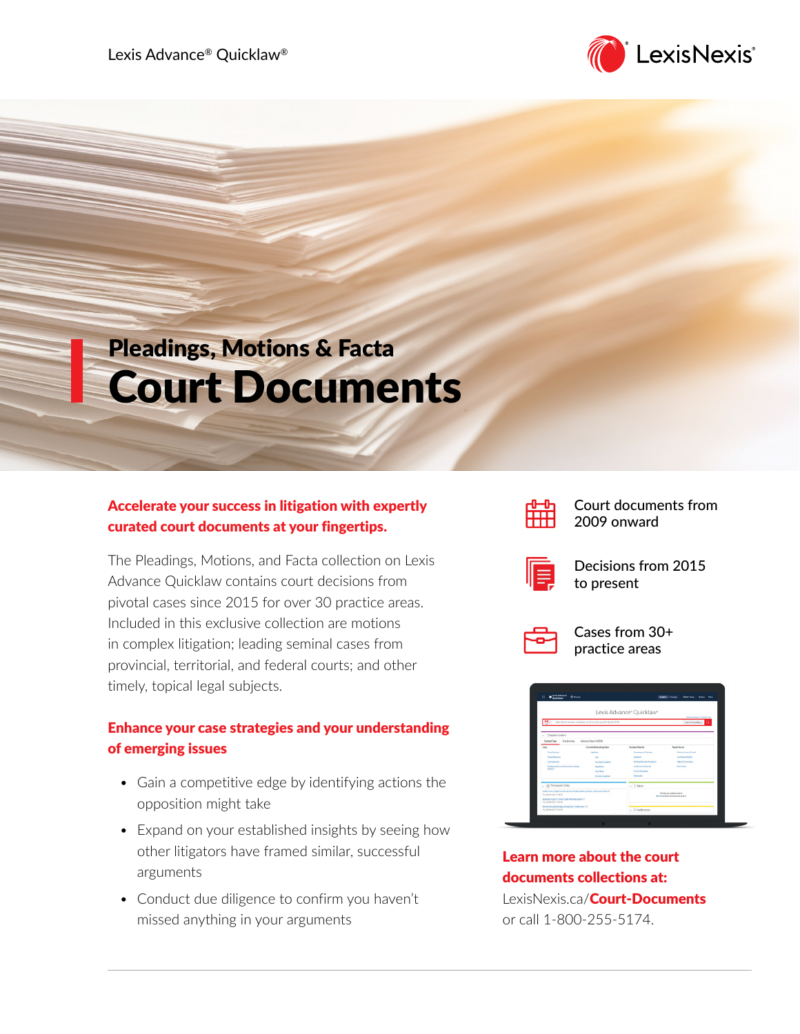Lexis Advance® Quicklaw®

LexisNexis®

## Pleadings, Motions & Facta

# Court Documents

**Accelerate your success in litigation with expertly curated court documents at your fingertips.**

The Pleadings, Motions, and Facta collection on Lexis Advance Quicklaw contains court decisions from pivotal cases since 2015 for over 30 practice areas. Included in this exclusive collection are motions in complex litigation; leading seminal cases from provincial, territorial, and federal courts; and other timely, topical legal subjects.

**Enhance your case strategies and your understanding of emerging issues**

- Gain a competitive edge by identifying actions the opposition might take
- Expand on your established insights by seeing how other litigators have framed similar, successful arguments
- Conduct due diligence to confirm you haven't missed anything in your arguments

Court documents from 2009 onward

Decisions from 2015 to present

Cases from 30+ practice areas

**Learn more about the court documents collections at:**
LexisNexis.ca/**Court-Documents**
or call 1-800-255-5174.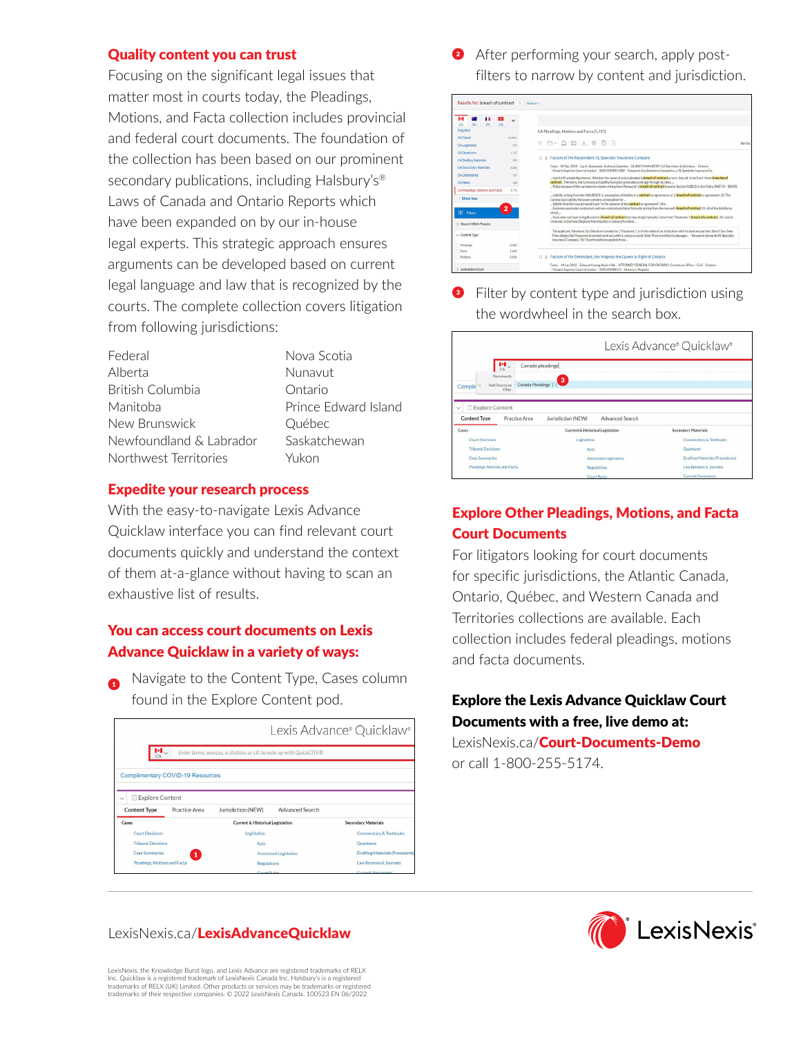## Quality content you can trust

Focusing on the significant legal issues that matter most in courts today, the Pleadings, Motions, and Facta collection includes provincial and federal court documents. The foundation of the collection has been based on our prominent secondary publications, including Halsbury's® Laws of Canada and Ontario Reports which have been expanded on by our in-house legal experts. This strategic approach ensures arguments can be developed based on current legal language and law that is recognized by the courts. The complete collection covers litigation from following jurisdictions:

| | |
|---|---|
| Federal | Nova Scotia |
| Alberta | Nunavut |
| British Columbia | Ontario |
| Manitoba | Prince Edward Island |
| New Brunswick | Québec |
| Newfoundland & Labrador | Saskatchewan |
| Northwest Territories | Yukon |

## Expedite your research process

With the easy-to-navigate Lexis Advance Quicklaw interface you can find relevant court documents quickly and understand the context of them at-a-glance without having to scan an exhaustive list of results.

## You can access court documents on Lexis Advance Quicklaw in a variety of ways:

1. Navigate to the Content Type, Cases column found in the Explore Content pod.

2. After performing your search, apply post-filters to narrow by content and jurisdiction.

3. Filter by content type and jurisdiction using the wordwheel in the search box.

## Explore Other Pleadings, Motions, and Facta Court Documents

For litigators looking for court documents for specific jurisdictions, the Atlantic Canada, Ontario, Québec, and Western Canada and Territories collections are available. Each collection includes federal pleadings, motions and facta documents.

**Explore the Lexis Advance Quicklaw Court Documents with a free, live demo at:**

LexisNexis.ca/**Court-Documents-Demo**

or call 1-800-255-5174.

LexisNexis.ca/**LexisAdvanceQuicklaw**

LexisNexis®

LexisNexis, the Knowledge Burst logo, and Lexis Advance are registered trademarks of RELX Inc. Quicklaw is a registered trademark of LexisNexis Canada Inc. Halsbury's is a registered trademark of RELX (UK) Limited. Other products or services may be trademarks or registered trademarks of their respective companies. © 2022 LexisNexis Canada. 100523 EN 06/2022